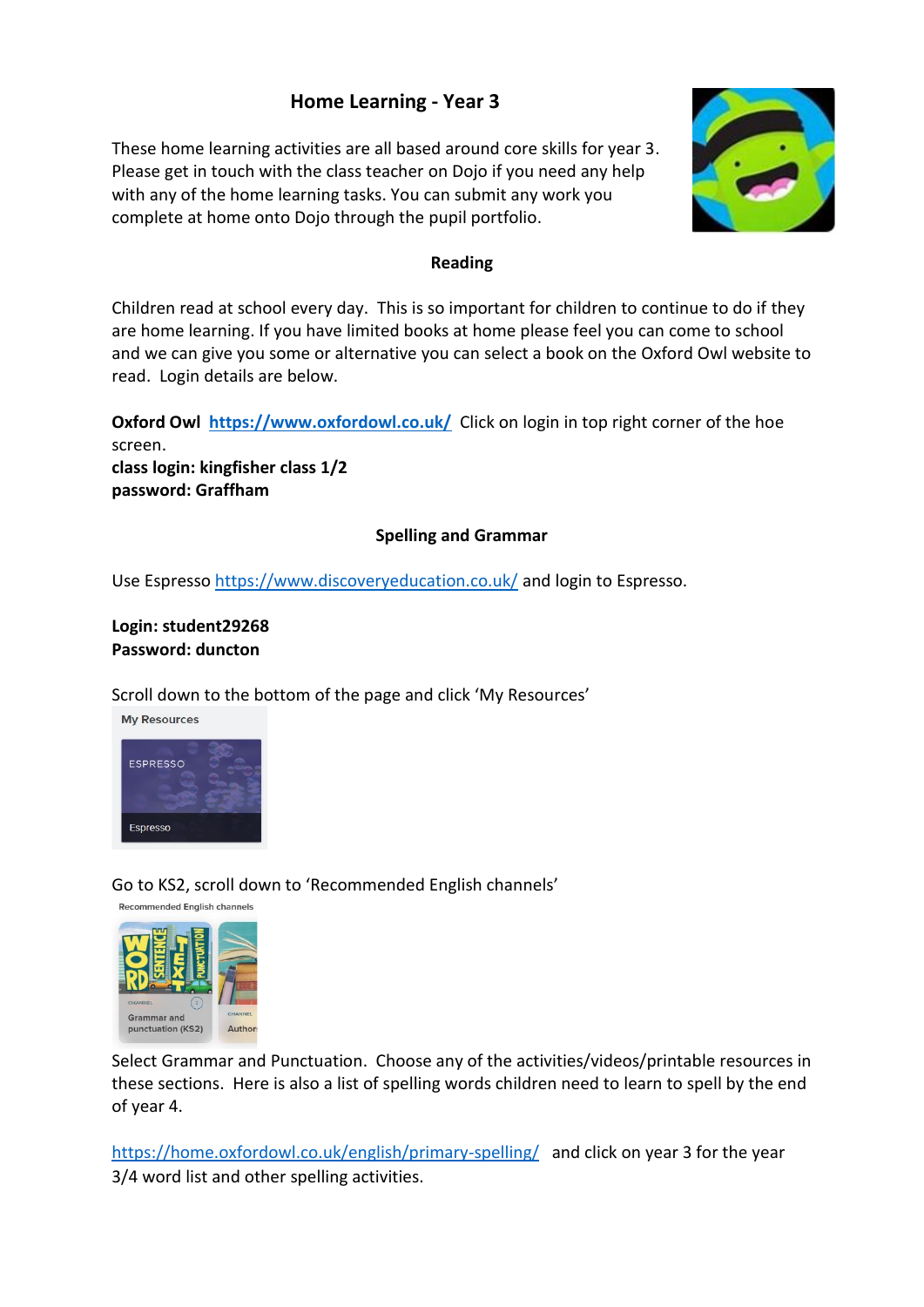# Home Learning - Year 3

These home learning activities are all based around core skills for year 3. Please get in touch with the class teacher on Dojo if you need any help with any of the home learning tasks. You can submit any work you complete at home onto Dojo through the pupil portfolio.

## Reading

Children read at school every day. This is so important for children to continue to do if they are home learning. If you have limited books at home please feel you can come to school and we can give you some or alternative you can select a book on the Oxford Owl website to read. Login details are below.

**Oxford Owl** **https://www.oxfordowl.co.uk/** Click on login in top right corner of the hoe screen.
**class login: kingfisher class 1/2**
**password: Graffham**

## Spelling and Grammar

Use Espresso https://www.discoveryeducation.co.uk/ and login to Espresso.

**Login: student29268**
**Password: duncton**

Scroll down to the bottom of the page and click 'My Resources'

Go to KS2, scroll down to 'Recommended English channels'

Select Grammar and Punctuation. Choose any of the activities/videos/printable resources in these sections. Here is also a list of spelling words children need to learn to spell by the end of year 4.

https://home.oxfordowl.co.uk/english/primary-spelling/ and click on year 3 for the year 3/4 word list and other spelling activities.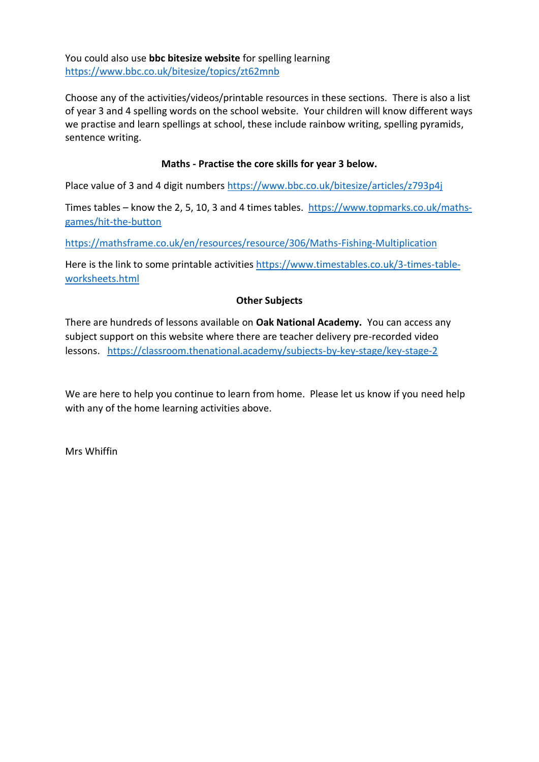You could also use **bbc bitesize website** for spelling learning
https://www.bbc.co.uk/bitesize/topics/zt62mnb

Choose any of the activities/videos/printable resources in these sections. There is also a list of year 3 and 4 spelling words on the school website. Your children will know different ways we practise and learn spellings at school, these include rainbow writing, spelling pyramids, sentence writing.

**Maths - Practise the core skills for year 3 below.**

Place value of 3 and 4 digit numbers https://www.bbc.co.uk/bitesize/articles/z793p4j

Times tables – know the 2, 5, 10, 3 and 4 times tables. https://www.topmarks.co.uk/maths-games/hit-the-button

https://mathsframe.co.uk/en/resources/resource/306/Maths-Fishing-Multiplication

Here is the link to some printable activities https://www.timestables.co.uk/3-times-table-worksheets.html

**Other Subjects**

There are hundreds of lessons available on **Oak National Academy.** You can access any subject support on this website where there are teacher delivery pre-recorded video lessons. https://classroom.thenational.academy/subjects-by-key-stage/key-stage-2

We are here to help you continue to learn from home. Please let us know if you need help with any of the home learning activities above.

Mrs Whiffin